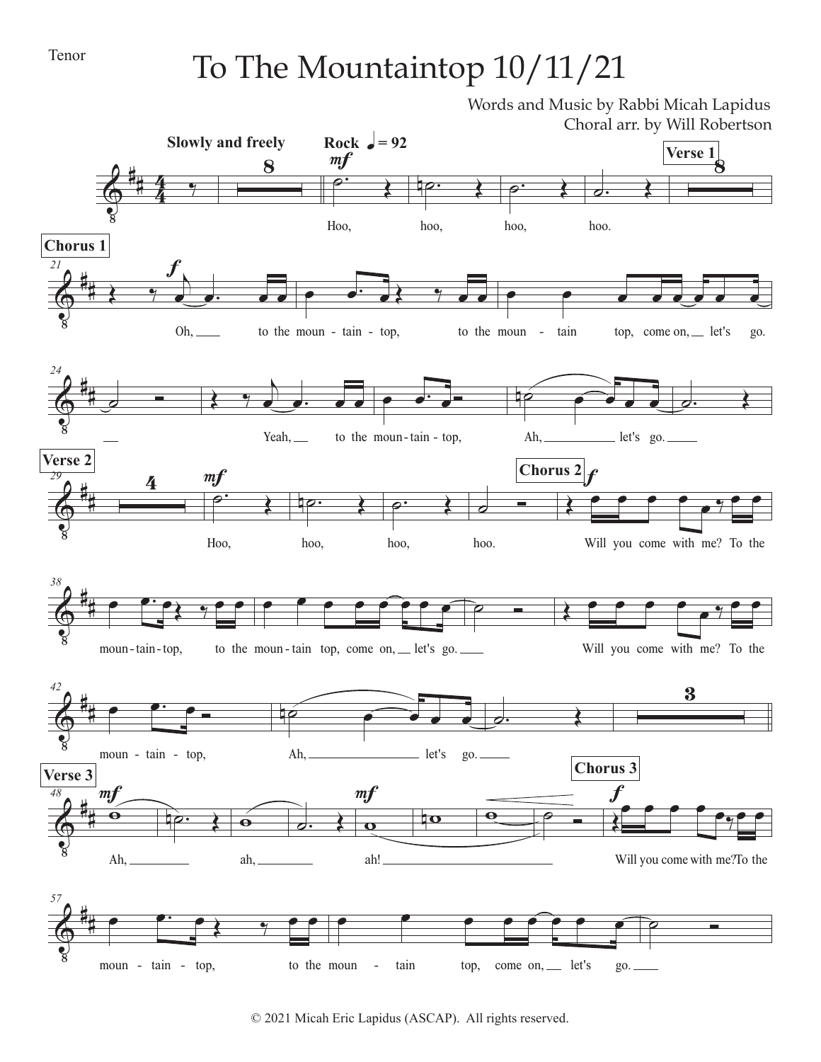Tenor

# To The Mountaintop 10/11/21

Words and Music by Rabbi Micah Lapidus
Choral arr. by Will Robertson

Slowly and freely

Rock ♩ = 92

Verse 1

Hoo, hoo, hoo, hoo.

Chorus 1

Oh, to the moun - tain - top, to the moun - tain top, come on, let's go.

Yeah, to the moun - tain - top, Ah, let's go.

Verse 2

Hoo, hoo, hoo, hoo.

Chorus 2

Will you come with me? To the moun - tain - top, to the moun - tain top, come on, let's go.

Will you come with me? To the moun - tain - top, Ah, let's go.

Verse 3

Ah, ah, ah!

Chorus 3

Will you come with me? To the moun - tain - top, to the moun - tain top, come on, let's go.

© 2021 Micah Eric Lapidus (ASCAP). All rights reserved.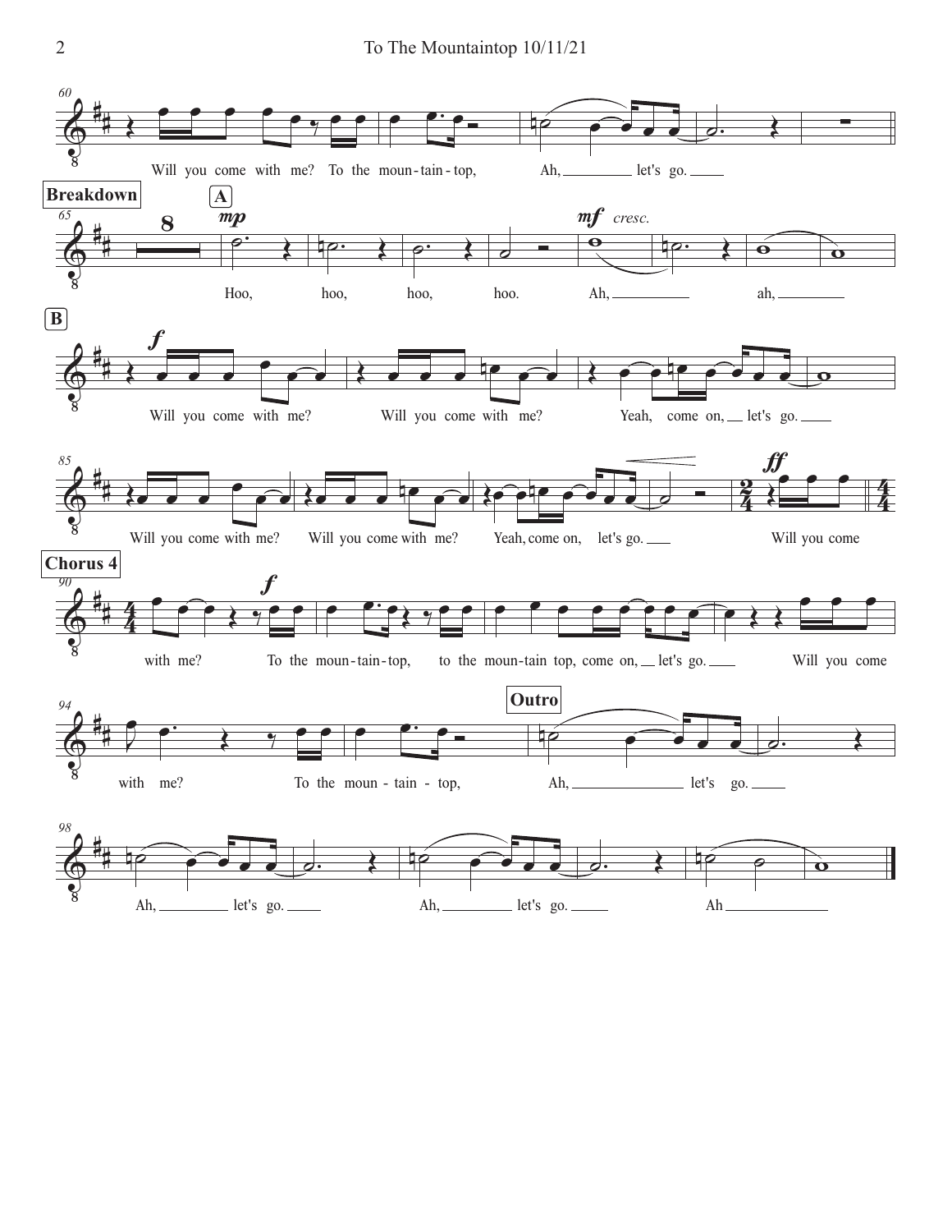Will you come with me? To the moun-tain-top, Ah, let's go.

**Breakdown**

**A**

*mp*

Hoo, hoo, hoo, hoo.

*mf cresc.*

Ah, ah,

**B**

*f*

Will you come with me? Will you come with me? Yeah, come on, let's go.

Will you come with me? Will you come with me? Yeah, come on, let's go.

*ff*

Will you come

**Chorus 4**

with me? To the moun-tain-top, to the moun-tain top, come on, let's go. Will you come

with me? To the moun - tain - top,

**Outro**

Ah, let's go.

Ah, let's go. Ah, let's go. Ah